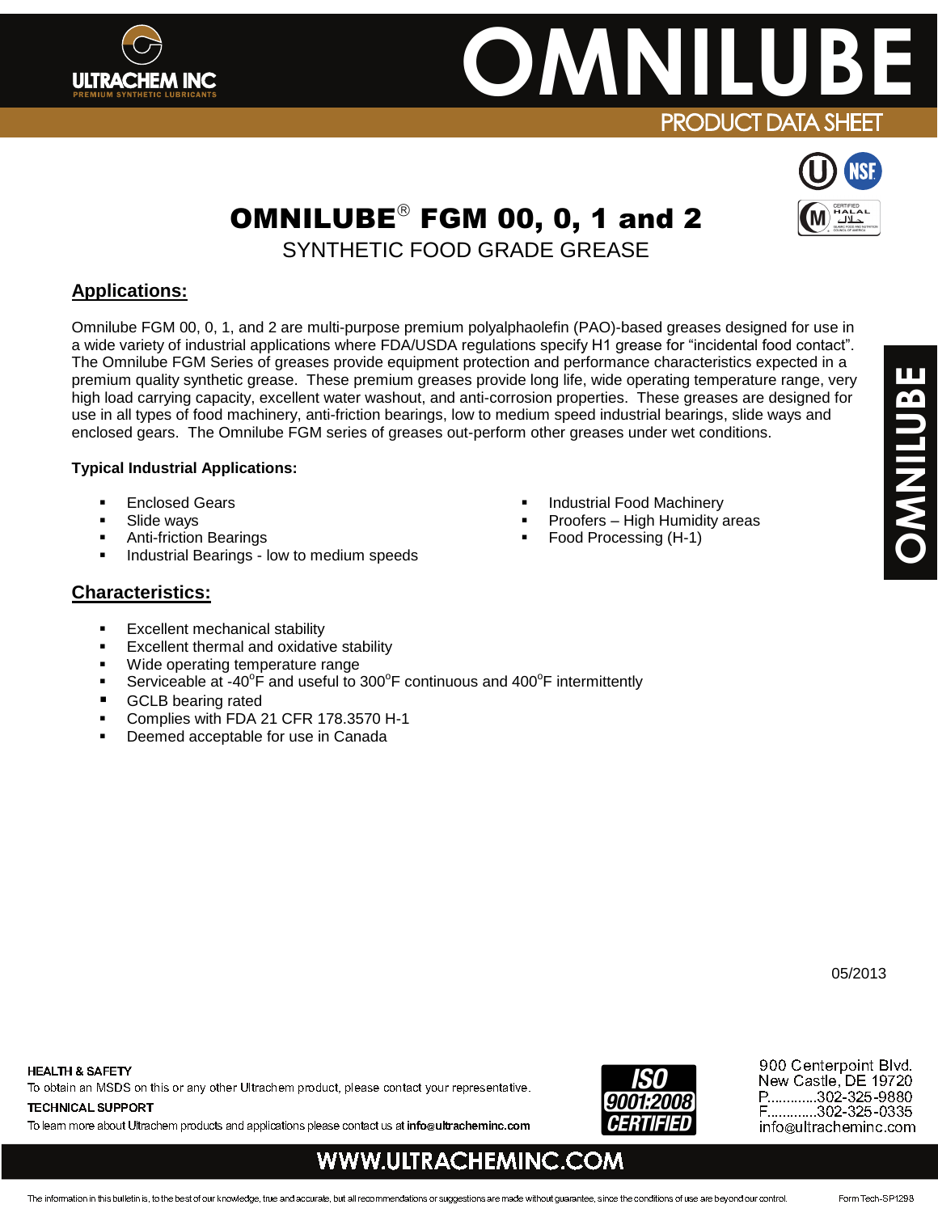# OMNILUBE

PRODUCT DATA SHEET

## OMNILUBE® FGM 00, 0, 1 and 2

SYNTHETIC FOOD GRADE GREASE

## Applications:

Omnilube FGM 00, 0, 1, and 2 are multi-purpose premium polyalphaolefin (PAO)-based greases designed for use in a wide variety of industrial applications where FDA/USDA regulations specify H1 grease for "incidental food contact". The Omnilube FGM Series of greases provide equipment protection and performance characteristics expected in a premium quality synthetic grease. These premium greases provide long life, wide operating temperature range, very high load carrying capacity, excellent water washout, and anti-corrosion properties. These greases are designed for use in all types of food machinery, anti-friction bearings, low to medium speed industrial bearings, slide ways and enclosed gears. The Omnilube FGM series of greases out-perform other greases under wet conditions.

**Typical Industrial Applications:**

- Enclosed Gears
- Slide ways
- Anti-friction Bearings
- Industrial Bearings - low to medium speeds
- Industrial Food Machinery
- Proofers – High Humidity areas
- Food Processing (H-1)

## Characteristics:

- Excellent mechanical stability
- Excellent thermal and oxidative stability
- Wide operating temperature range
- Serviceable at -40°F and useful to 300°F continuous and 400°F intermittently
- GCLB bearing rated
- Complies with FDA 21 CFR 178.3570 H-1
- Deemed acceptable for use in Canada

05/2013

**HEALTH & SAFETY**
To obtain an MSDS on this or any other Ultrachem product, please contact your representative.

**TECHNICAL SUPPORT**
To learn more about Ultrachem products and applications please contact us at **info@ultracheminc.com**

ISO 9001:2008 CERTIFIED

900 Centerpoint Blvd.
New Castle, DE 19720
P.............302-325-9880
F.............302-325-0335
info@ultracheminc.com

WWW.ULTRACHEMINC.COM

The information in this bulletin is, to the best of our knowledge, true and accurate, but all recommendations or suggestions are made without guarantee, since the conditions of use are beyond our control.

Form Tech-SP1298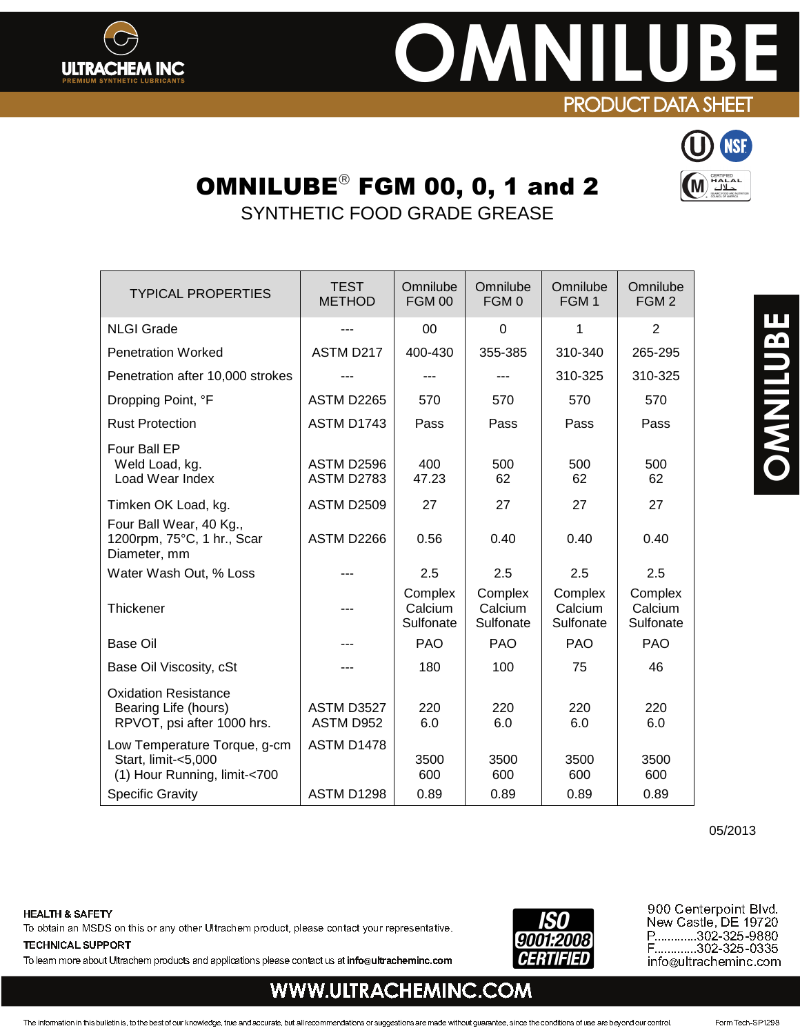# OMNILUBE® FGM 00, 0, 1 and 2

SYNTHETIC FOOD GRADE GREASE

| TYPICAL PROPERTIES | TEST METHOD | Omnilube FGM 00 | Omnilube FGM 0 | Omnilube FGM 1 | Omnilube FGM 2 |
|---|---|---|---|---|---|
| NLGI Grade | --- | 00 | 0 | 1 | 2 |
| Penetration Worked | ASTM D217 | 400-430 | 355-385 | 310-340 | 265-295 |
| Penetration after 10,000 strokes | --- | --- | --- | 310-325 | 310-325 |
| Dropping Point, °F | ASTM D2265 | 570 | 570 | 570 | 570 |
| Rust Protection | ASTM D1743 | Pass | Pass | Pass | Pass |
| Four Ball EP | | | | | |
| Weld Load, kg. | ASTM D2596 | 400 | 500 | 500 | 500 |
| Load Wear Index | ASTM D2783 | 47.23 | 62 | 62 | 62 |
| Timken OK Load, kg. | ASTM D2509 | 27 | 27 | 27 | 27 |
| Four Ball Wear, 40 Kg., 1200rpm, 75°C, 1 hr., Scar Diameter, mm | ASTM D2266 | 0.56 | 0.40 | 0.40 | 0.40 |
| Water Wash Out, % Loss | --- | 2.5 | 2.5 | 2.5 | 2.5 |
| Thickener | --- | Complex Calcium Sulfonate | Complex Calcium Sulfonate | Complex Calcium Sulfonate | Complex Calcium Sulfonate |
| Base Oil | --- | PAO | PAO | PAO | PAO |
| Base Oil Viscosity, cSt | --- | 180 | 100 | 75 | 46 |
| Oxidation Resistance | | | | | |
| Bearing Life (hours) | ASTM D3527 | 220 | 220 | 220 | 220 |
| RPVOT, psi after 1000 hrs. | ASTM D952 | 6.0 | 6.0 | 6.0 | 6.0 |
| Low Temperature Torque, g-cm | ASTM D1478 | | | | |
| Start, limit-<5,000 | | 3500 | 3500 | 3500 | 3500 |
| (1) Hour Running, limit-<700 | | 600 | 600 | 600 | 600 |
| Specific Gravity | ASTM D1298 | 0.89 | 0.89 | 0.89 | 0.89 |

05/2013

**HEALTH & SAFETY**
To obtain an MSDS on this or any other Ultrachem product, please contact your representative.

**TECHNICAL SUPPORT**
To learn more about Ultrachem products and applications please contact us at **info@ultracheminc.com**

ISO 9001:2008 CERTIFIED

900 Centerpoint Blvd.
New Castle, DE 19720
P............302-325-9880
F............302-325-0335
info@ultracheminc.com

WWW.ULTRACHEMINC.COM

The information in this bulletin is, to the best of our knowledge, true and accurate, but all recommendations or suggestions are made without guarantee, since the conditions of use are beyond our control.

Form Tech-SP1298